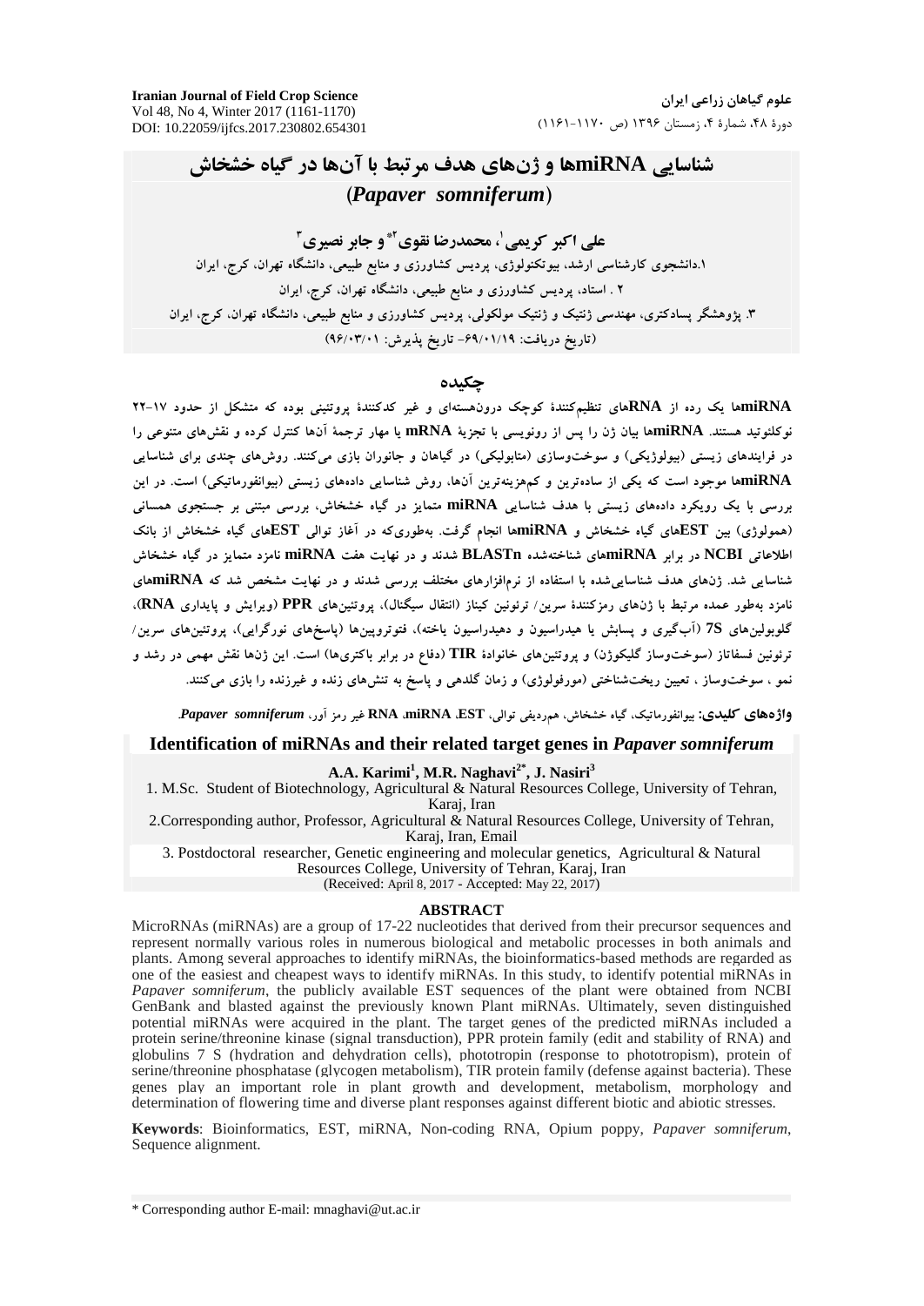# شناسایی miRNAها و ژن‌های هدف مرتبط با آن‌ها در گیاه خشخاش (*Papaver somniferum*)

**علی اکبر کریمی[1]، محمدرضا نقوی[2*] و جابر نصیری[3]**

۱.دانشجوی کارشناسی ارشد، بیوتکنولوژی، پردیس کشاورزی و منابع طبیعی، دانشگاه تهران، کرج، ایران

۲ . استاد، پردیس کشاورزی و منابع طبیعی، دانشگاه تهران، کرج، ایران

۳. پژوهشگر پسادکتری، مهندسی ژنتیک و ژنتیک مولکولی، پردیس کشاورزی و منابع طبیعی، دانشگاه تهران، کرج، ایران

(تاریخ دریافت: ۹۶/۰۱/۱۹- تاریخ پذیرش: ۹۶/۰۳/۰۱)

## چکیده

miRNAها یک رده از RNAهای تنظیم‌کنندۀ کوچک درون‌هسته‌ای و غیر کدکنندۀ پروتئینی بوده که متشکل از حدود ۱۷-۲۲ نوکلئوتید هستند. miRNAها بیان ژن را پس از رونویسی با تجزیۀ mRNA یا مهار ترجمۀ آن‌ها کنترل کرده و نقش‌های متنوعی را در فرایندهای زیستی (بیولوژیکی) و سوخت‌وسازی (متابولیکی) در گیاهان و جانوران بازی می‌کنند. روش‌های چندی برای شناسایی miRNAها موجود است که یکی از ساده‌ترین و کم‌هزینه‌ترین آن‌ها، روش شناسایی داده‌های زیستی (بیوانفورماتیکی) است. در این بررسی با یک رویکرد داده‌های زیستی با هدف شناسایی miRNA متمایز در گیاه خشخاش، بررسی مبتنی بر جستجوی همسانی (همولوژی) بین ESTهای گیاه خشخاش و miRNAها انجام گرفت. به‌طوری‌که در آغاز توالی ESTهای گیاه خشخاش از بانک اطلاعاتی NCBI در برابر miRNAهای شناخته‌شده BLASTn شدند و در نهایت هفت miRNA نامزد متمایز در گیاه خشخاش شناسایی شد. ژن‌های هدف شناسایی‌شده با استفاده از نرم‌افزارهای مختلف بررسی شدند و در نهایت مشخص شد که miRNAهای نامزد به‌طور عمده مرتبط با ژن‌های رمزکنندۀ سرین/ ترئونین کیناز (انتقال سیگنال)، پروتئین‌های PPR (ویرایش و پایداری RNA)، گلوبولین‌های 7S (آب‌گیری و پسابش یا هیدراسیون و دهیدراسیون یاخته)، فتوتروپین‌ها (پاسخ‌های نورگرایی)، پروتئین‌های سرین/ ترئونین فسفاتاز (سوخت‌وساز گلیکوژن) و پروتئین‌های خانوادۀ TIR (دفاع در برابر باکتری‌ها) است. این ژن‌ها نقش مهمی در رشد و نمو ، سوخت‌وساز ، تعیین ریخت‌شناختی (مورفولوژی) و زمان گلدهی و پاسخ به تنش‌های زنده و غیرزنده را بازی می‌کنند.

**واژه‌های کلیدی:** بیوانفورماتیک، گیاه خشخاش، هم‌ردیفی توالی، EST، miRNA، RNA غیر رمز آور، *Papaver somniferum*.

# Identification of miRNAs and their related target genes in *Papaver somniferum*

**A.A. Karimi[1], M.R. Naghavi[2*], J. Nasiri[3]**

1. M.Sc. Student of Biotechnology, Agricultural & Natural Resources College, University of Tehran, Karaj, Iran
2. Corresponding author, Professor, Agricultural & Natural Resources College, University of Tehran, Karaj, Iran, Email
3. Postdoctoral researcher, Genetic engineering and molecular genetics, Agricultural & Natural Resources College, University of Tehran, Karaj, Iran

(Received: April 8, 2017 - Accepted: May 22, 2017)

## ABSTRACT

MicroRNAs (miRNAs) are a group of 17-22 nucleotides that derived from their precursor sequences and represent normally various roles in numerous biological and metabolic processes in both animals and plants. Among several approaches to identify miRNAs, the bioinformatics-based methods are regarded as one of the easiest and cheapest ways to identify miRNAs. In this study, to identify potential miRNAs in *Papaver somniferum*, the publicly available EST sequences of the plant were obtained from NCBI GenBank and blasted against the previously known Plant miRNAs. Ultimately, seven distinguished potential miRNAs were acquired in the plant. The target genes of the predicted miRNAs included a protein serine/threonine kinase (signal transduction), PPR protein family (edit and stability of RNA) and globulins 7 S (hydration and dehydration cells), phototropin (response to phototropism), protein of serine/threonine phosphatase (glycogen metabolism), TIR protein family (defense against bacteria). These genes play an important role in plant growth and development, metabolism, morphology and determination of flowering time and diverse plant responses against different biotic and abiotic stresses.

**Keywords**: Bioinformatics, EST, miRNA, Non-coding RNA, Opium poppy, *Papaver somniferum*, Sequence alignment.

* Corresponding author E-mail: mnaghavi@ut.ac.ir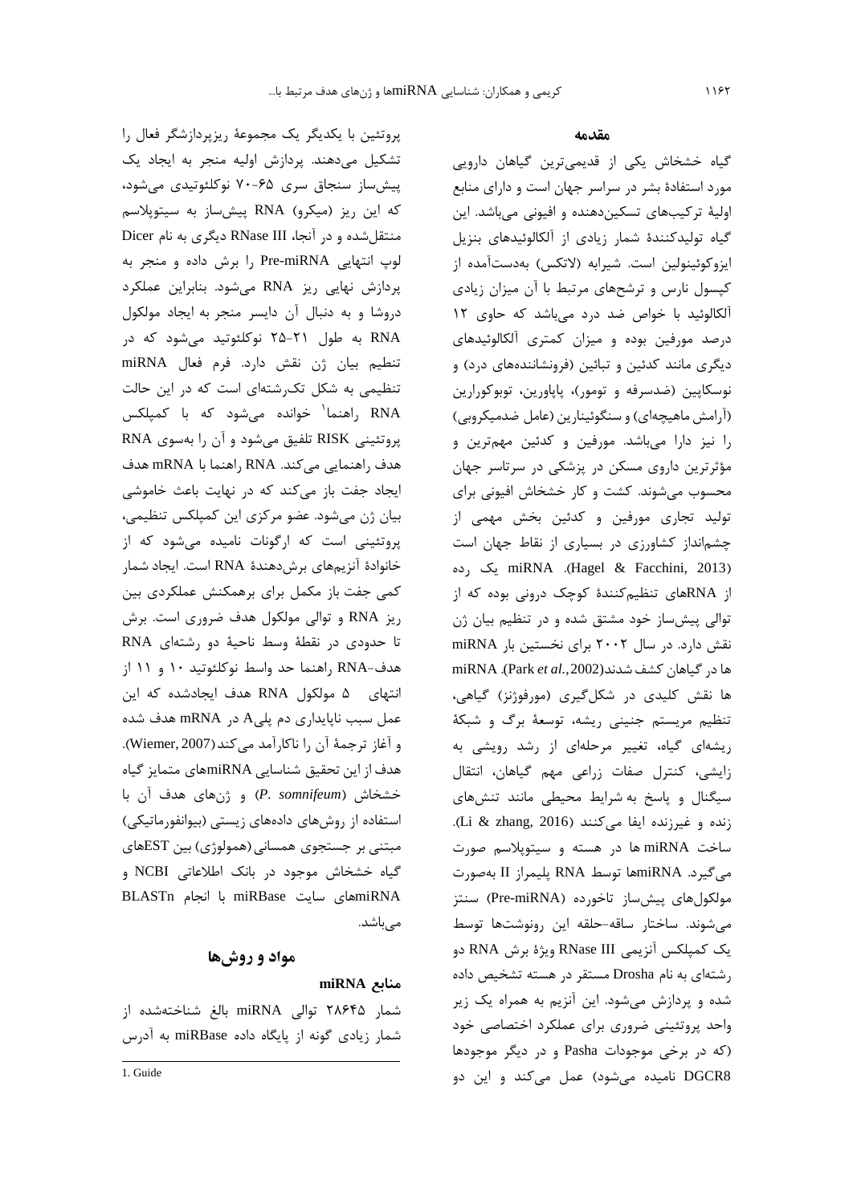## مقدمه

گیاه خشخاش یکی از قدیمی‌ترین گیاهان دارویی مورد استفادهٔ بشر در سراسر جهان است و دارای منابع اولیهٔ ترکیب‌های تسکین‌دهنده و افیونی می‌باشد. این گیاه تولیدکنندهٔ شمار زیادی از آلکالوئیدهای بنزیل ایزوکوئینولین است. شیرابه (لاتکس) به‌دست‌آمده از کپسول نارس و ترشح‌های مرتبط با آن میزان زیادی آلکالوئید با خواص ضد درد می‌باشد که حاوی ۱۲ درصد مورفین بوده و میزان کمتری آلکالوئیدهای دیگری مانند کدئین و تبائین (فرونشانندهای درد) و نوسکاپین (ضدسرفه و تومور)، پاپاورین، توبوکورارین (آرامش ماهیچه‌ای) و سنگوئینارین (عامل ضدمیکروبی) را نیز دارا می‌باشد. مورفین و کدئین مهم‌ترین و مؤثرترین داروی مسکن در پزشکی در سرتاسر جهان محسوب می‌شوند. کشت و کار خشخاش افیونی برای تولید تجاری مورفین و کدئین بخش مهمی از چشم‌انداز کشاورزی در بسیاری از نقاط جهان است (Hagel & Facchini, 2013). miRNA یک رده از RNAهای تنظیم‌کنندهٔ کوچک درونی بوده که از توالی پیش‌ساز خود مشتق شده و در تنظیم بیان ژن نقش دارد. در سال ۲۰۰۲ برای نخستین بار miRNA ها در گیاهان کشف شدند(Park *et al.*, 2002). miRNA ها نقش کلیدی در شکل‌گیری (مورفوژنز) گیاهی، تنظیم مریستم جنینی ریشه، توسعهٔ برگ و شبکهٔ ریشه‌ای گیاه، تغییر مرحله‌ای از رشد رویشی به زایشی، کنترل صفات زراعی مهم گیاهان، انتقال سیگنال و پاسخ به شرایط محیطی مانند تنش‌های زنده و غیرزنده ایفا می‌کنند (Li & zhang, 2016). ساخت miRNA ها در هسته و سیتوپلاسم صورت می‌گیرد. miRNAها توسط RNA پلیمراز II به‌صورت مولکول‌های پیش‌ساز تاخورده (Pre-miRNA) سنتز می‌شوند. ساختار ساقه-حلقه این رونوشت‌ها توسط یک کمپلکس آنزیمی RNase III ویژهٔ برش RNA دو رشته‌ای به نام Drosha مستقر در هسته تشخیص داده شده و پردازش می‌شود. این آنزیم به همراه یک زیر واحد پروتئینی ضروری برای عملکرد اختصاصی خود (که در برخی موجودات Pasha و در دیگر موجودها DGCR8 نامیده می‌شود) عمل می‌کند و این دو پروتئین با یکدیگر یک مجموعهٔ ریزپردازشگر فعال را تشکیل می‌دهند. پردازش اولیه منجر به ایجاد یک پیش‌ساز سنجاق سری ۶۵-۷۰ نوکلئوتیدی می‌شود، که این ریز (میکرو) RNA پیش‌ساز به سیتوپلاسم منتقل‌شده و در آنجا، RNase III دیگری به نام Dicer لوپ انتهایی Pre-miRNA را برش داده و منجر به پردازش نهایی ریز RNA می‌شود. بنابراین عملکرد دروشا و به دنبال آن دایسر منجر به ایجاد مولکول RNA به طول ۲۱-۲۵ نوکلئوتید می‌شود که در تنظیم بیان ژن نقش دارد. فرم فعال miRNA تنظیمی به شکل تک‌رشته‌ای است که در این حالت RNA راهنما[1] خوانده می‌شود که با کمپلکس پروتئینی RISK تلفیق می‌شود و آن را به‌سوی RNA هدف راهنمایی می‌کند. RNA راهنما با mRNA هدف ایجاد جفت باز می‌کند که در نهایت باعث خاموشی بیان ژن می‌شود. عضو مرکزی این کمپلکس تنظیمی، پروتئینی است که ارگونات نامیده می‌شود که از خانوادهٔ آنزیم‌های برش‌دهندهٔ RNA است. ایجاد شمار کمی جفت باز مکمل برای برهمکنش عملکردی بین ریز RNA و توالی مولکول هدف ضروری است. برش تا حدودی در نقطهٔ وسط ناحیهٔ دو رشته‌ای RNA هدف-RNA راهنما حد واسط نوکلئوتید ۱۰ و ۱۱ از انتهای ۵ مولکول RNA هدف ایجادشده که این عمل سبب ناپایداری دم پلی‌A در mRNA هدف شده و آغاز ترجمهٔ آن را ناکارآمد می‌کند(Wiemer, 2007). هدف از این تحقیق شناسایی miRNAهای متمایز گیاه خشخاش (*P. somnifeum*) و ژن‌های هدف آن با استفاده از روش‌های داده‌های زیستی (بیوانفورماتیکی) مبتنی بر جستجوی همسانی (همولوژی) بین ESTهای گیاه خشخاش موجود در بانک اطلاعاتی NCBI و miRNAهای سایت miRBase با انجام BLASTn می‌باشد.

## مواد و روش‌ها

### منابع miRNA

شمار ۲۸۶۴۵ توالی miRNA بالغ شناخته‌شده از شمار زیادی گونه از پایگاه داده miRBase به آدرس

1. Guide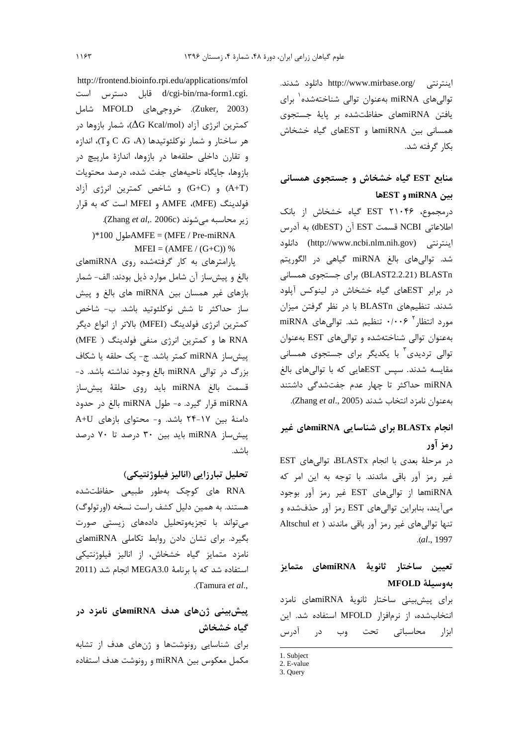اینترنتی /http://www.mirbase.org دانلود شدند. توالی‌های miRNA به‌عنوان توالی شناخته‌شده[1] برای یافتن miRNAهای حفاظت‌شده بر پایهٔ جستجوی همسانی بین miRNAها و ESTهای گیاه خشخاش بکار گرفته شد.

## منابع EST گیاه خشخاش و جستجوی همسانی بین miRNA و ESTها

درمجموع، ۲۱۰۴۶ EST گیاه خشخاش از بانک اطلاعاتی NCBI قسمت EST آن (dbEST) به آدرس اینترنتی (http://www.ncbi.nlm.nih.gov) دانلود شد. توالی‌های بالغ miRNA گیاهی در الگوریتم BLASTn (BLAST2.2.21) برای جستجوی همسانی در برابر ESTهای گیاه خشخاش در لینوکس آپلود شدند. تنظیم‌های BLASTn با در نظر گرفتن میزان مورد انتظار[2] ۰/۰۰۶ تنظیم شد. توالی‌های miRNA به‌عنوان توالی شناخته‌شده و توالی‌های EST به‌عنوان توالی تردیدی[3] با یکدیگر برای جستجوی همسانی مقایسه شدند. سپس ESTهایی که با توالی‌های بالغ miRNA حداکثر تا چهار عدم جفت‌شدگی داشتند به‌عنوان نامزد انتخاب شدند (Zhang *et al*., 2005).

## انجام BLASTx برای شناسایی miRNAهای غیر رمز آور

در مرحلهٔ بعدی با انجام BLASTx، توالی‌های EST غیر رمز آور باقی ماندند. با توجه به این امر که miRNAها از توالی‌های EST غیر رمز آور بوجود می‌آیند، بنابراین توالی‌های EST رمز آور حذف‌شده و تنها توالی‌های غیر رمز آور باقی ماندند (Altschul *et al*., 1997).

## تعیین ساختار ثانویهٔ miRNAهای متمایز به‌وسیلهٔ MFOLD

برای پیش‌بینی ساختار ثانویهٔ miRNAهای نامزد انتخاب‌شده، از نرم‌افزار MFOLD استفاده شد. این ابزار محاسباتی تحت وب در آدرس http://frontend.bioinfo.rpi.edu/applications/mfold/cgi-bin/rna-form1.cgi. قابل دسترس است (Zuker, 2003). خروجی‌های MFOLD شامل کمترین انرژی آزاد ($\Delta G$ Kcal/mol)، شمار بازوها در هر ساختار و شمار نوکلئوتیدها (A، G، C و T)، اندازه و تقارن داخلی حلقه‌ها در بازوها، اندازهٔ مارپیچ در بازوها، جایگاه ناحیه‌های جفت شده، درصد محتویات (A+T) و (G+C) و شاخص کمترین انرژی آزاد فولدینگ (MFE)، AMFE و MFEI است که به قرار زیر محاسبه می‌شوند (Zhang *et al*,. 2006c).

AMFE = (MFE / Pre-miRNA طول) *100

MFEI = (AMFE / (G+C)) %

پارامترهای به کار گرفته‌شده روی miRNAهای بالغ و پیش‌ساز آن شامل موارد ذیل بودند: الف- شمار بازهای غیر همسان بین miRNA های بالغ و پیش ساز حداکثر تا شش نوکلئوتید باشد. ب- شاخص کمترین انرژی فولدینگ (MFEI) بالاتر از انواع دیگر RNA ها و کمترین انرژی منفی فولدینگ ( MFE) پیش‌ساز miRNA کمتر باشد. ج- یک حلقه یا شکاف بزرگ در توالی miRNA بالغ وجود نداشته باشد. د- قسمت بالغ miRNA باید روی حلقهٔ پیش‌ساز miRNA قرار گیرد. ه- طول miRNA بالغ در حدود دامنهٔ بین ۱۷-۲۴ باشد. و- محتوای بازهای A+U پیش‌ساز miRNA باید بین ۳۰ درصد تا ۷۰ درصد باشد.

## تحلیل تبارزایی (انالیز فیلوژنتیکی)

RNA های کوچک به‌طور طبیعی حفاظت‌شده هستند. به همین دلیل کشف راست نسخه (اورتولوگ) می‌تواند با تجزیه‌وتحلیل داده‌های زیستی صورت بگیرد. برای نشان دادن روابط تکاملی miRNAهای نامزد متمایز گیاه خشخاش، از انالیز فیلوژنتیکی استفاده شد که با برنامهٔ MEGA3.0 انجام شد (Tamura *et al*., 2011).

## پیش‌بینی ژن‌های هدف miRNAهای نامزد در گیاه خشخاش

برای شناسایی رونوشت‌ها و ژن‌های هدف از تشابه مکمل معکوس بین miRNA و رونوشت هدف استفاده

---

1. Subject
2. E-value
3. Query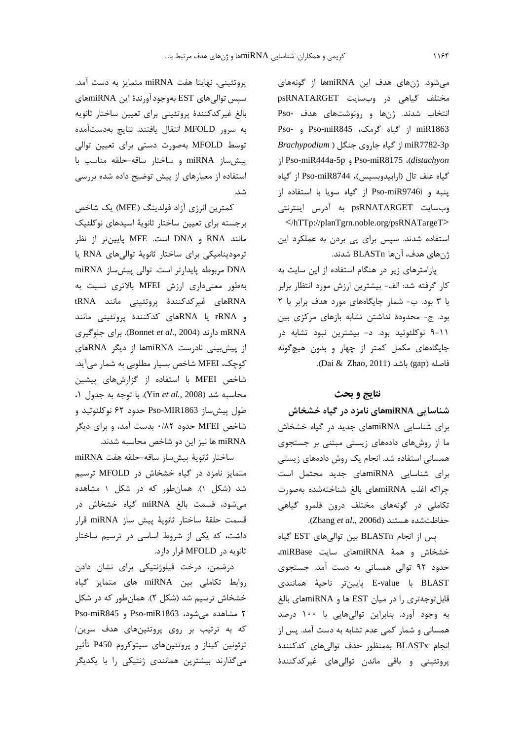می‌شود. ژن‌های هدف این miRNAها از گونه‌های مختلف گیاهی در وب‌سایت psRNATARGET انتخاب شدند. ژن‌ها و رونوشت‌های هدف Pso-miR1863 از گیاه گرمک، Pso-miR845 و Pso-miR7782-3p از گیاه جاروی جنگل (*Brachypodium distachyon*)، Pso-miR8175 و Pso-miR444a-5p از گیاه علف تال (ارابیدوبسیس)، Pso-miR8744 از گیاه پنبه و Pso-miR9746i از گیاه سویا با استفاده از وب‌سایت psRNATARGET به آدرس اینترنتی <hTTp://planTgrn.noble.org/psRNATargeT/> استفاده شدند. سپس برای پی بردن به عملکرد این ژن‌های هدف، آن‌ها BLASTn شدند.

پارامترهای زیر در هنگام استفاده از این سایت به کار گرفته شد: الف- بیشترین ارزش مورد انتظار برابر با ۳ بود. ب- شمار جایگاه‌های مورد هدف برابر با ۲ بود. ج- محدودۀ نداشتن تشابه بازهای مرکزی بین ۱۱-۹ نوکلئوتید بود. د- بیشترین نبود تشابه در جایگاه‌های مکمل کمتر از چهار و بدون هیچ‌گونه فاصله (gap) باشد (Dai & Zhao, 2011).

## نتایج و بحث

### شناسایی miRNAهای نامزد در گیاه خشخاش

برای شناسایی miRNAهای جدید در گیاه خشخاش ما از روش‌های داده‌های زیستی مبتنی بر جستجوی همسانی استفاده شد. انجام یک روش داده‌های زیستی برای شناسایی miRNAهای جدید محتمل است چراکه اغلب miRNAهای بالغ شناخته‌شده به‌صورت تکاملی در گونه‌های مختلف درون قلمرو گیاهی حفاظت‌شده هستند (Zhang *et al*., 2006d).

پس از انجام BLASTn بین توالی‌های EST گیاه خشخاش و همۀ miRNAهای سایت miRBase، حدود ۹۲ توالی همسانی به دست آمد. جستجوی BLAST با E-value پایین‌تر ناحیۀ همانندی قابل‌توجه‌تری را در میان EST ها و miRNAهای بالغ به وجود آورد. بنابراین توالی‌هایی با ۱۰۰ درصد همسانی و شمار کمی عدم تشابه به دست آمد. پس از انجام BLASTx به‌منظور حذف توالی‌های کدکنندۀ پروتئینی و باقی ماندن توالی‌های غیرکدکنندۀ پروتئینی، نهایتا هفت miRNA متمایز به دست آمد. سپس توالی‌های EST به‌وجودآورندۀ این miRNAهای بالغ غیرکدکنندۀ پروتئینی برای تعیین ساختار ثانویه به سرور MFOLD انتقال یافتند. نتایج به‌دست‌آمده توسط MFOLD به‌صورت دستی برای تعیین توالی پیش‌ساز miRNA و ساختار ساقه-حلقه مناسب با استفاده از معیارهای از پیش توضیح داده شده بررسی شد.

کمترین انرژی آزاد فولدینگ (MFE) یک شاخص برجسته برای تعیین ساختار ثانویۀ اسیدهای نوکلئیک مانند RNA و DNA است. MFE پایین‌تر از نظر ترمودینامیکی برای ساختار ثانویۀ توالی‌های RNA یا DNA مربوطه پایدارتر است. توالی پیش‌ساز miRNA به‌طور معنی‌داری ارزش MFEI بالاتری نسبت به RNAهای غیرکدکنندۀ پروتئینی مانند tRNA و rRNA یا RNAهای کدکنندۀ پروتئینی مانند mRNA دارند (Bonnet *et al*., 2004). برای جلوگیری از پیش‌بینی نادرست miRNAها از دیگر RNAهای کوچک، MFEI شاخص بسیار مطلوبی به شمار می‌آید. شاخص MFEI با استفاده از گزارش‌های پیشین محاسبه شد (Yin *et al.,* 2008). با توجه به جدول ۱، طول پیش‌ساز Pso-MIR1863 حدود ۶۲ نوکلئوتید و شاخص MFEI حدود ۰/۸۲ بدست آمد، و برای دیگر miRNA ها نیز این دو شاخص محاسبه شدند.

ساختار ثانویۀ پیش‌ساز ساقه-حلقه هفت miRNA متمایز نامزد در گیاه خشخاش در MFOLD ترسیم شد (شکل ۱). همان‌طور که در شکل ۱ مشاهده می‌شود، قسمت بالغ miRNA گیاه خشخاش در قسمت حلقۀ ساختار ثانویۀ پیش ساز miRNA قرار داشت، که یکی از شروط اساسی در ترسیم ساختار ثانویه در MFOLD قرار دارد.

درضمن، درخت فیلوژنتیکی برای نشان دادن روابط تکاملی بین miRNA های متمایز گیاه خشخاش ترسیم شد (شکل ۲). همان‌طور که در شکل ۲ مشاهده می‌شود، Pso-miR1863 و Pso-miR845 که به ترتیب بر روی پروتئین‌های هدف سرین/ ترئونین کیناز و پروتئین‌های سیتوکروم P450 تأثیر می‌گذارند بیشترین همانندی ژنتیکی را با یکدیگر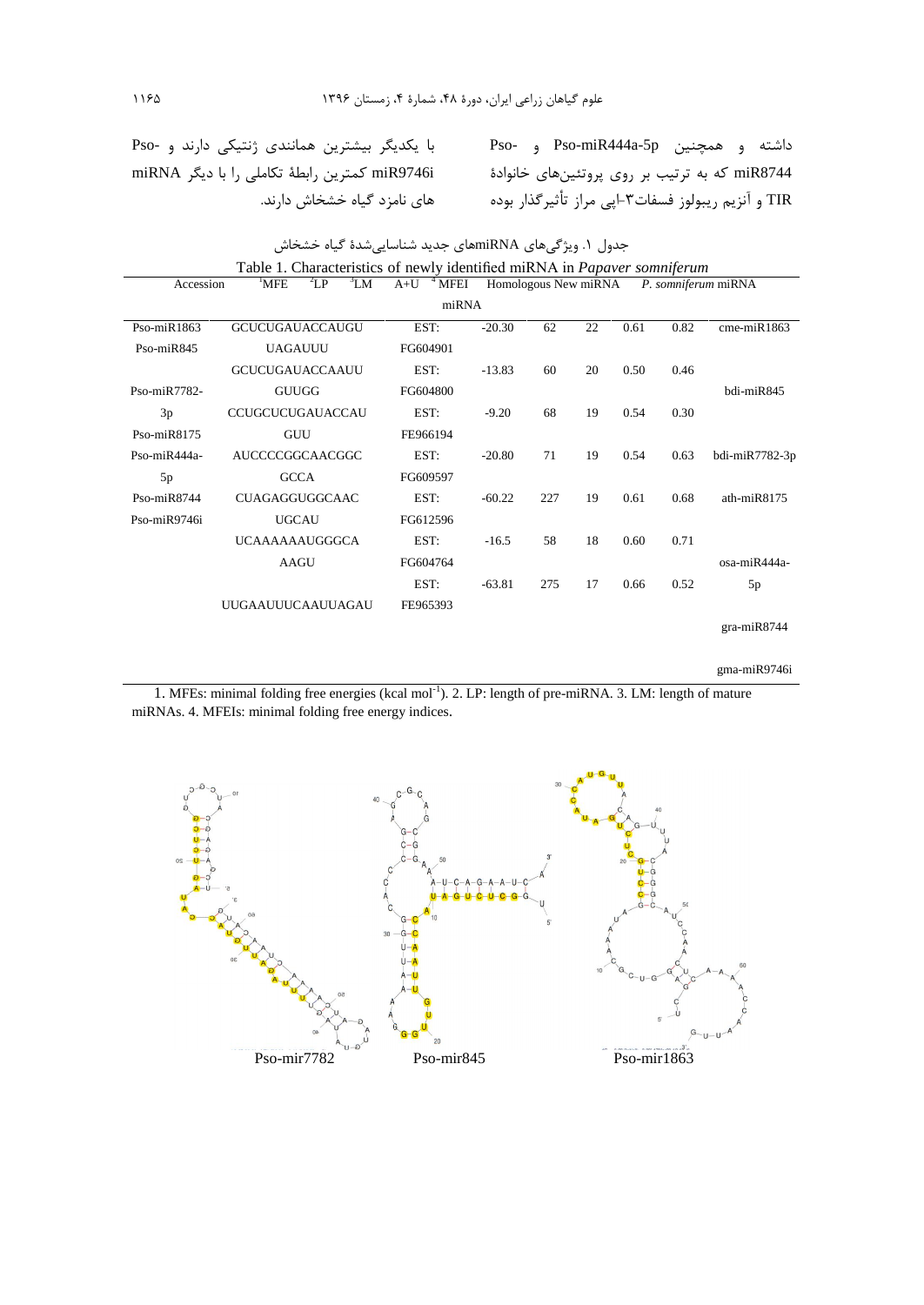داشته و همچنین Pso-miR444a-5p و Pso-miR8744 که به ترتیب بر روی پروتئین‌های خانوادهٔ TIR و آنزیم ریبولوز فسفات۳-اپی مراز تأثیرگذار بوده با یکدیگر بیشترین همانندی ژنتیکی دارند و Pso-miR9746i کمترین رابطهٔ تکاملی را با دیگر miRNA های نامزد گیاه خشخاش دارند.

جدول ۱. ویژگی‌های miRNAهای جدید شناسایی‌شدهٔ گیاه خشخاش

Table 1. Characteristics of newly identified miRNA in *Papaver somniferum*

| *P. somniferum* miRNA | New miRNA | Accession | MFE[1] | LP[2] | LM[3] | A+U | MFEI[4] | Homologous miRNA |
|---|---|---|---|---|---|---|---|---|
| Pso-miR1863 | GCUCUGAUACCAUGUUAGAUUU | EST: FG604901 | -20.30 | 62 | 22 | 0.61 | 0.82 | cme-miR1863 |
| Pso-miR845 | GCUCUGAUACCAAUUGUUGG | EST: FG604800 | -13.83 | 60 | 20 | 0.50 | 0.46 | bdi-miR845 |
| Pso-miR7782-3p | CCUGCUCUGAUACCAUGUU | EST: FE966194 | -9.20 | 68 | 19 | 0.54 | 0.30 | bdi-miR7782-3p |
| Pso-miR8175 | AUCCCCGGCAACGGCGCCA | EST: FG609597 | -20.80 | 71 | 19 | 0.54 | 0.63 | ath-miR8175 |
| Pso-miR444a-5p | CUAGAGGUGGCAACUGCAU | EST: FG612596 | -60.22 | 227 | 19 | 0.61 | 0.68 | osa-miR444a-5p |
| Pso-miR8744 | UCAAAAAAUGGGCAAAGU | EST: FG604764 | -16.5 | 58 | 18 | 0.60 | 0.71 | gra-miR8744 |
| Pso-miR9746i | UUGAAUUUCAAUUAGAU | EST: FE965393 | -63.81 | 275 | 17 | 0.66 | 0.52 | gma-miR9746i |

1. MFEs: minimal folding free energies (kcal mol$^{-1}$). 2. LP: length of pre-miRNA. 3. LM: length of mature miRNAs. 4. MFEIs: minimal folding free energy indices.

Pso-mir7782 Pso-mir845 Pso-mir1863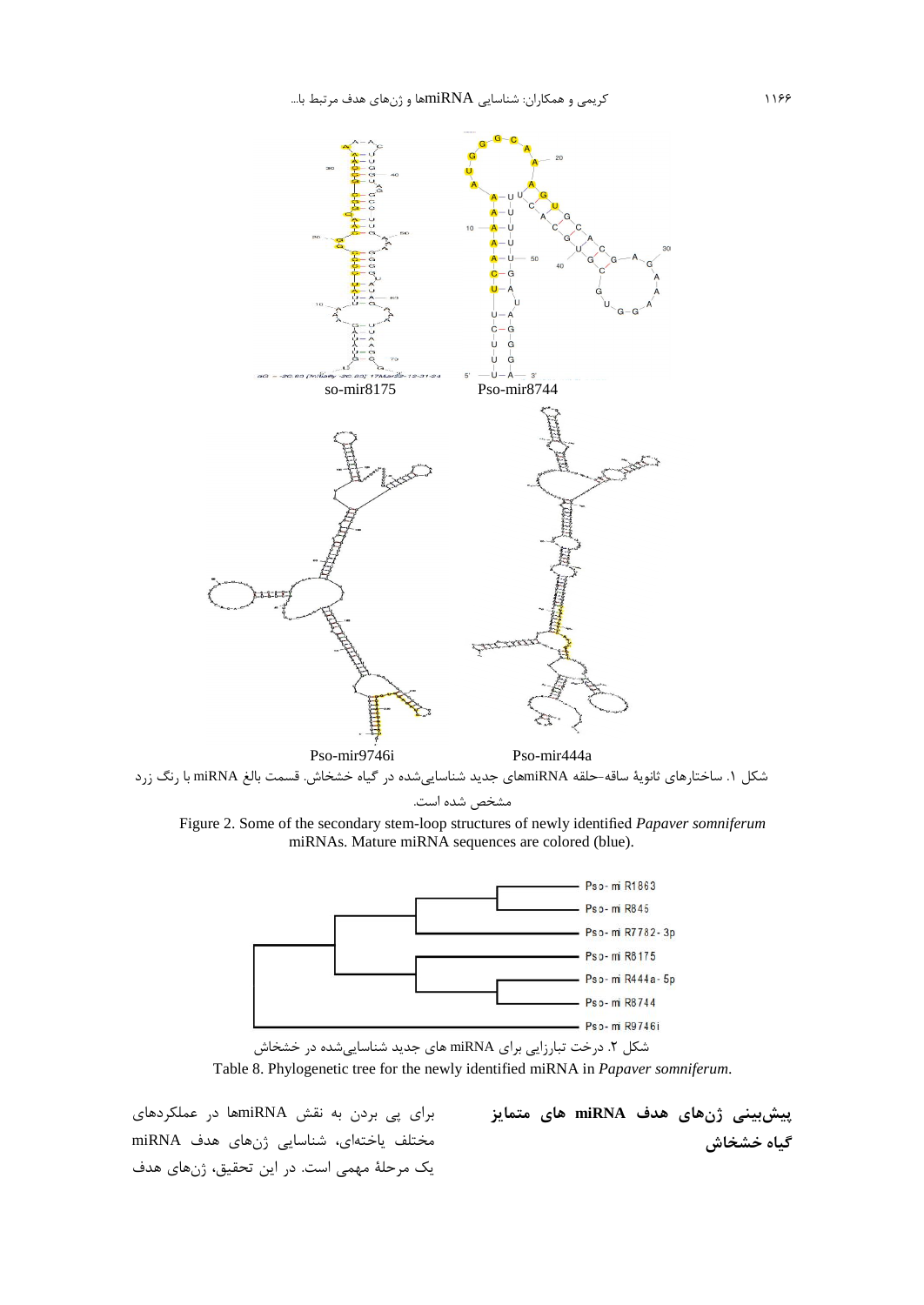so-mir8175 Pso-mir8744

Pso-mir9746i Pso-mir444a

شکل ۱. ساختارهای ثانویهٔ ساقه–حلقه miRNAهای جدید شناسایی‌شده در گیاه خشخاش. قسمت بالغ miRNA با رنگ زرد مشخص شده است.

Figure 2. Some of the secondary stem-loop structures of newly identified *Papaver somniferum* miRNAs. Mature miRNA sequences are colored (blue).

Pso-miR1863
Pso-miR845
Pso-miR7782-3p
Pso-miR8175
Pso-miR444a-5p
Pso-miR8744
Pso-miR9746i

شکل ۲. درخت تبارزایی برای miRNA های جدید شناسایی‌شده در خشخاش

Table 8. Phylogenetic tree for the newly identified miRNA in *Papaver somniferum*.

## پیش‌بینی ژن‌های هدف miRNA های متمایز گیاه خشخاش

برای پی بردن به نقش miRNAها در عملکردهای مختلف یاخته‌ای، شناسایی ژن‌های هدف miRNA یک مرحلهٔ مهمی است. در این تحقیق، ژن‌های هدف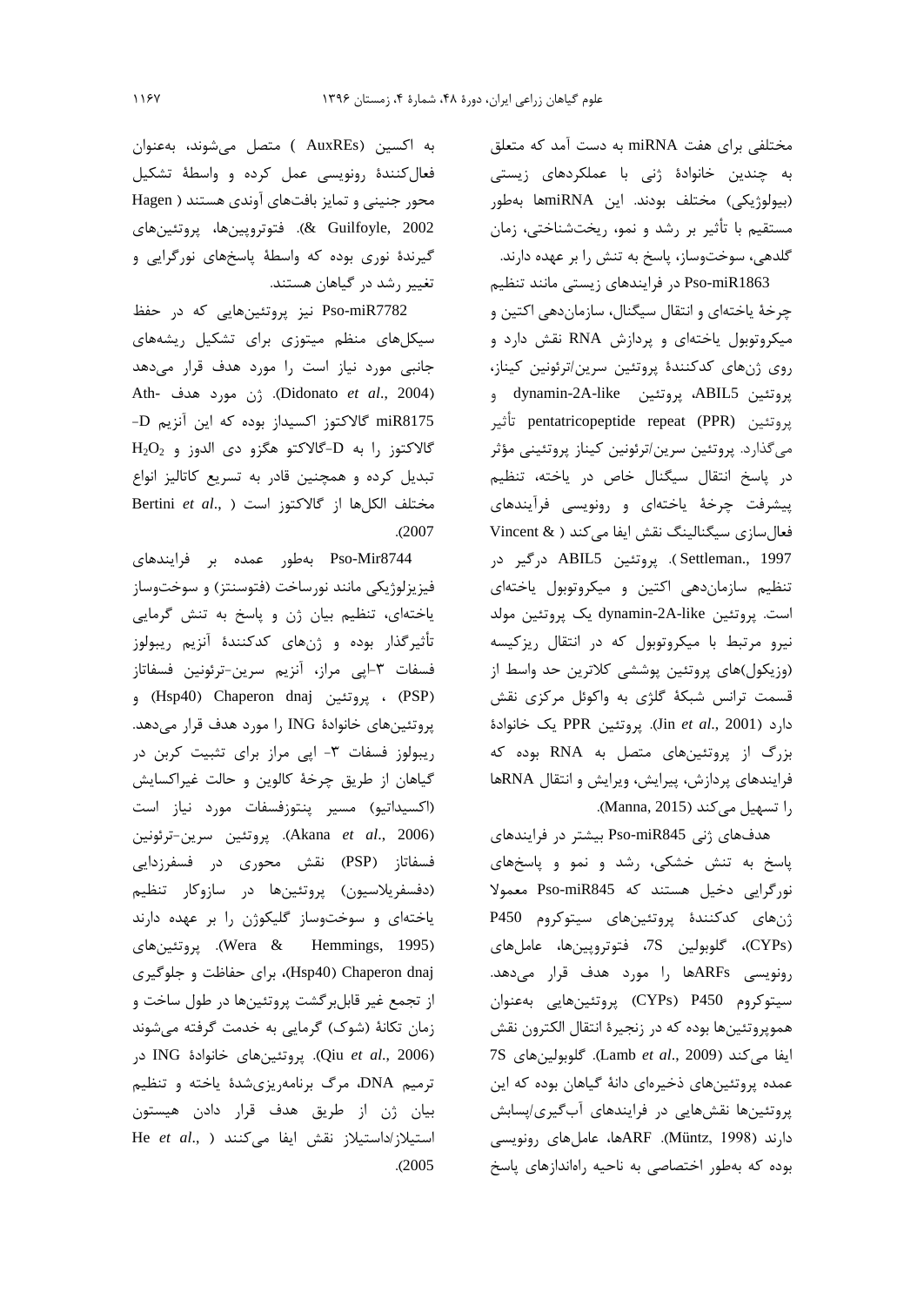مختلفی برای هفت miRNA به دست آمد که متعلق به چندین خانوادۀ ژنی با عملکردهای زیستی (بیولوژیکی) مختلف بودند. این miRNAها به‌طور مستقیم با تأثیر بر رشد و نمو، ریخت‌شناختی، زمان گلدهی، سوخت‌وساز، پاسخ به تنش را بر عهده دارند.

Pso-miR1863 در فرایندهای زیستی مانند تنظیم چرخۀ یاخته‌ای و انتقال سیگنال، سازمان‌دهی اکتین و میکروتوبول یاخته‌ای و پردازش RNA نقش دارد و روی ژن‌های کدکنندۀ پروتئین سرین/ترئونین کیناز، پروتئین ABIL5، پروتئین dynamin-2A-like و پروتئین pentatricopeptide repeat (PPR) تأثیر می‌گذارد. پروتئین سرین/ترئونین کیناز پروتئینی مؤثر در پاسخ انتقال سیگنال خاص در یاخته، تنظیم پیشرفت چرخۀ یاخته‌ای و رونویسی فرآیندهای فعال‌سازی سیگنالینگ نقش ایفا می‌کند ( Vincent & Settleman., 1997). پروتئین ABIL5 درگیر در تنظیم سازمان‌دهی اکتین و میکروتوبول یاخته‌ای است. پروتئین dynamin-2A-like یک پروتئین مولد نیرو مرتبط با میکروتوبول که در انتقال ریزکیسه (وزیکول)های پروتئین پوششی کلاترین حد واسط از قسمت ترانس شبکۀ گلژی به واکوئل مرکزی نقش دارد (Jin *et al*., 2001). پروتئین PPR یک خانوادۀ بزرگ از پروتئین‌های متصل به RNA بوده که فرایندهای پردازش، پیرایش، ویرایش و انتقال RNAها را تسهیل می‌کند (Manna, 2015).

هدف‌های ژنی Pso-miR845 بیشتر در فرایندهای پاسخ به تنش خشکی، رشد و نمو و پاسخ‌های نورگرایی دخیل هستند که Pso-miR845 معمولا ژن‌های کدکنندۀ پروتئین‌های سیتوکروم P450 (CYPs)، گلوبولین 7S، فتوتروپین‌ها، عامل‌های رونویسی ARFها را مورد هدف قرار می‌دهد. سیتوکروم P450 (CYPs) پروتئین‌هایی به‌عنوان هموپروتئین‌ها بوده که در زنجیرۀ انتقال الکترون نقش ایفا می‌کند (Lamb *et al*., 2009). گلوبولین‌های 7S عمده پروتئین‌های ذخیره‌ای دانۀ گیاهان بوده که این پروتئین‌ها نقش‌هایی در فرایندهای آب‌گیری/پسابش دارند (Müntz, 1998). ARFها، عامل‌های رونویسی بوده که به‌طور اختصاصی به ناحیه راه‌اندازهای پاسخ به اکسین (AuxREs) متصل می‌شوند، به‌عنوان فعال‌کنندۀ رونویسی عمل کرده و واسطۀ تشکیل محور جنینی و تمایز بافت‌های آوندی هستند (Hagen & Guilfoyle, 2002). فتوتروپین‌ها، پروتئین‌های گیرندۀ نوری بوده که واسطۀ پاسخ‌های نورگرایی و تغییر رشد در گیاهان هستند.

Pso-miR7782 نیز پروتئین‌هایی که در حفظ سیکل‌های منظم میتوزی برای تشکیل ریشه‌های جانبی مورد نیاز است را مورد هدف قرار می‌دهد (Didonato *et al*., 2004). ژن مورد هدف Ath-miR8175 گالاکتوز اکسیداز بوده که این آنزیم D-گالاکتوز را به D-گالاکتو هگزو دی الدوز و $H_2O_2$ تبدیل کرده و همچنین قادر به تسریع کاتالیز انواع مختلف الکل‌ها از گالاکتوز است ( Bertini *et al*., 2007).

Pso-Mir8744 به‌طور عمده بر فرایندهای فیزیولوژیکی مانند نورساخت (فتوسنتز) و سوخت‌وساز یاخته‌ای، تنظیم بیان ژن و پاسخ به تنش گرمایی تأثیرگذار بوده و ژن‌های کدکنندۀ آنزیم ریبولوز فسفات ۳-اپی مراز، آنزیم سرین-ترئونین فسفاتاز (PSP) ، پروتئین Chaperon dnaj (Hsp40) و پروتئین‌های خانوادۀ ING را مورد هدف قرار می‌دهد. ریبولوز فسفات ۳- اپی مراز برای تثبیت کربن در گیاهان از طریق چرخۀ کالوین و حالت غیراکسایش (اکسیداتیو) مسیر پنتوزفسفات مورد نیاز است (Akana *et al*., 2006). پروتئین سرین-ترئونین فسفاتاز (PSP) نقش محوری در فسفرزدایی (دفسفریلاسیون) پروتئین‌ها در سازوکار تنظیم یاخته‌ای و سوخت‌وساز گلیکوژن را بر عهده دارند (Wera & Hemmings, 1995). پروتئین‌های Chaperon dnaj (Hsp40)، برای حفاظت و جلوگیری از تجمع غیر قابل‌برگشت پروتئین‌ها در طول ساخت و زمان تکانۀ (شوک) گرمایی به خدمت گرفته می‌شوند (Qiu *et al*., 2006). پروتئین‌های خانوادۀ ING در ترمیم DNA، مرگ برنامه‌ریزی‌شدۀ یاخته و تنظیم بیان ژن از طریق هدف قرار دادن هیستون استیلاز/داستیلاز نقش ایفا می‌کنند ( He *et al*., 2005).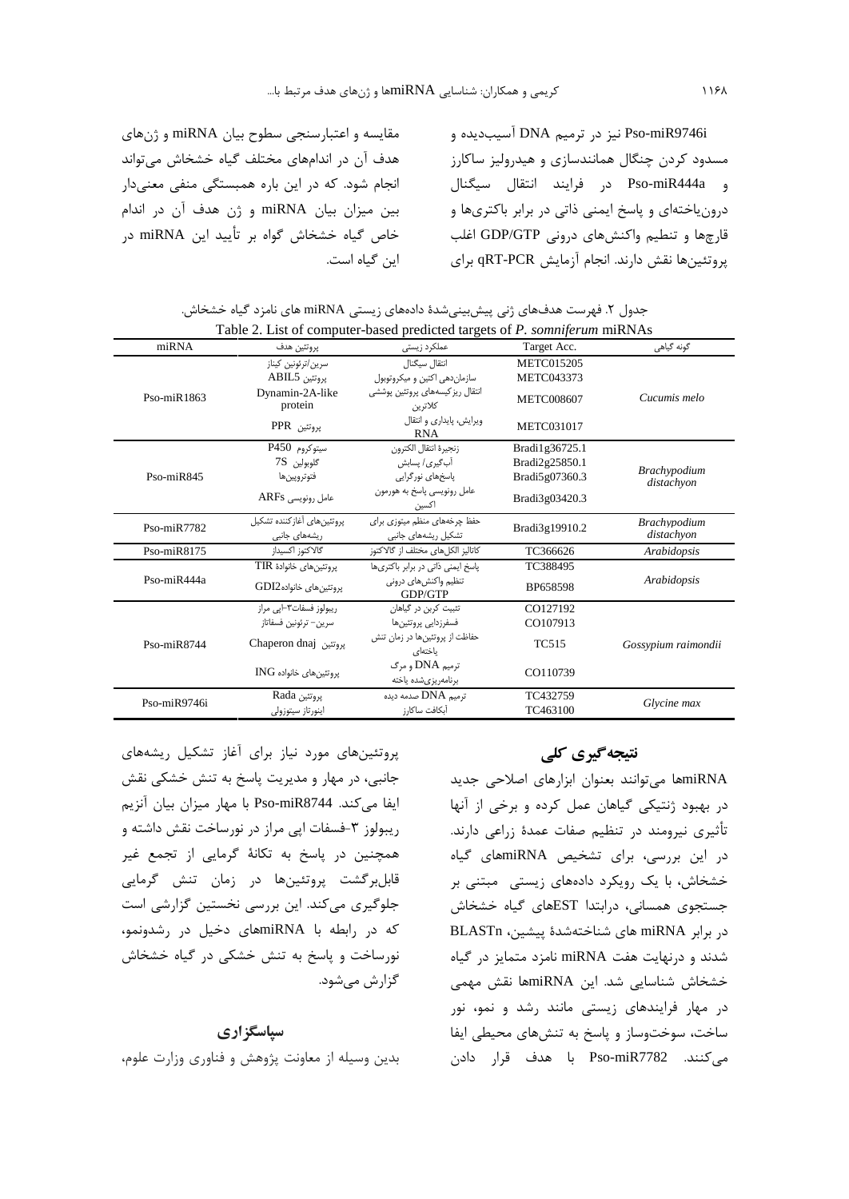Pso-miR9746i نیز در ترمیم DNA آسیب‌دیده و مسدود کردن چنگال همانندسازی و هیدرولیز ساکارز و Pso-miR444a در فرایند انتقال سیگنال درون‌یاخته‌ای و پاسخ ایمنی ذاتی در برابر باکتری‌ها و قارچ‌ها و تنظیم واکنش‌های درونی GDP/GTP اغلب پروتئین‌ها نقش دارند. انجام آزمایش qRT-PCR برای مقایسه و اعتبارسنجی سطوح بیان miRNA و ژن‌های هدف آن در اندام‌های مختلف گیاه خشخاش می‌تواند انجام شود. که در این باره همبستگی منفی معنی‌دار بین میزان بیان miRNA و ژن هدف آن در اندام خاص گیاه خشخاش گواه بر تأیید این miRNA در این گیاه است.

جدول ۲. فهرست هدف‌های ژنی پیش‌بینی‌شدهٔ داده‌های زیستی miRNA های نامزد گیاه خشخاش.

Table 2. List of computer-based predicted targets of *P. somniferum* miRNAs

| miRNA | پروتئین هدف | عملکرد زیستی | Target Acc. | گونه گیاهی |
|---|---|---|---|---|
| Pso-miR1863 | سرین/ترئونین کیناز | انتقال سیگنال | METC015205 | *Cucumis melo* |
| | پروتئین ABIL5 | سازمان‌دهی اکتین و میکروتوبول | METC043373 | |
| | Dynamin-2A-like protein | انتقال ریزکیسه‌های پروتئین پوششی کلاترین | METC008607 | |
| | پروتئین PPR | ویرایش، پایداری و انتقال RNA | METC031017 | |
| Pso-miR845 | سیتوکروم P450 | زنجیرهٔ انتقال الکترون | Bradi1g36725.1 | *Brachypodium distachyon* |
| | گلوبولین 7S | آب‌گیری/ پسابش | Bradi2g25850.1 | |
| | فتوتروپین‌ها | پاسخ‌های نورگرایی | Bradi5g07360.3 | |
| | عامل رونویسی ARFs | عامل رونویسی پاسخ به هورمون اکسین | Bradi3g03420.3 | |
| Pso-miR7782 | پروتئین‌های آغازکننده تشکیل ریشه‌های جانبی | حفظ چرخه‌های منظم میتوزی برای تشکیل ریشه‌های جانبی | Bradi3g19910.2 | *Brachypodium distachyon* |
| Pso-miR8175 | گالاکتوز اکسیداز | کاتالیز الکل‌های مختلف از گالاکتوز | TC366626 | *Arabidopsis* |
| Pso-miR444a | پروتئین‌های خانوادهٔ TIR | پاسخ ایمنی ذاتی در برابر باکتری‌ها | TC388495 | *Arabidopsis* |
| | پروتئین‌های خانوادهGDI2 | تنظیم واکنش‌های درونی GDP/GTP | BP658598 | |
| Pso-miR8744 | ریبولوز فسفات۳-اپی مراز | تثبیت کربن در گیاهان | CO127192 | *Gossypium raimondii* |
| | سرین- ترئونین فسفاتاز | فسفرزدایی پروتئین‌ها | CO107913 | |
| | پروتئین Chaperon dnaj | حفاظت از پروتئین‌ها در زمان تنش یاخته‌ای | TC515 | |
| | پروتئین‌های خانواده ING | ترمیم DNA و مرگ برنامه‌ریزی‌شده یاخته | CO110739 | |
| Pso-miR9746i | پروتئین Rada | ترمیم DNA صدمه دیده | TC432759 | *Glycine max* |
| | اینورتاز سیتوزولی | آبکافت ساکارز | TC463100 | |

## نتیجه‌گیری کلی

miRNAها می‌توانند بعنوان ابزارهای اصلاحی جدید در بهبود ژنتیکی گیاهان عمل کرده و برخی از آنها تأثیری نیرومند در تنظیم صفات عمدهٔ زراعی دارند. در این بررسی، برای تشخیص miRNAهای گیاه خشخاش، با یک رویکرد داده‌های زیستی مبتنی بر جستجوی همسانی، درابتدا ESTهای گیاه خشخاش در برابر miRNA های شناخته‌شدهٔ پیشین، BLASTn شدند و درنهایت هفت miRNA نامزد متمایز در گیاه خشخاش شناسایی شد. این miRNAها نقش مهمی در مهار فرایندهای زیستی مانند رشد و نمو، نور ساخت، سوخت‌وساز و پاسخ به تنش‌های محیطی ایفا می‌کنند. Pso-miR7782 با هدف قرار دادن پروتئین‌های مورد نیاز برای آغاز تشکیل ریشه‌های جانبی، در مهار و مدیریت پاسخ به تنش خشکی نقش ایفا می‌کند. Pso-miR8744 با مهار میزان بیان آنزیم ریبولوز ۳-فسفات اپی مراز در نورساخت نقش داشته و همچنین در پاسخ به تکانهٔ گرمایی از تجمع غیر قابل‌برگشت پروتئین‌ها در زمان تنش گرمایی جلوگیری می‌کند. این بررسی نخستین گزارشی است که در رابطه با miRNAهای دخیل در رشدونمو، نورساخت و پاسخ به تنش خشکی در گیاه خشخاش گزارش می‌شود.

## سپاسگزاری

بدین وسیله از معاونت پژوهش و فناوری وزارت علوم،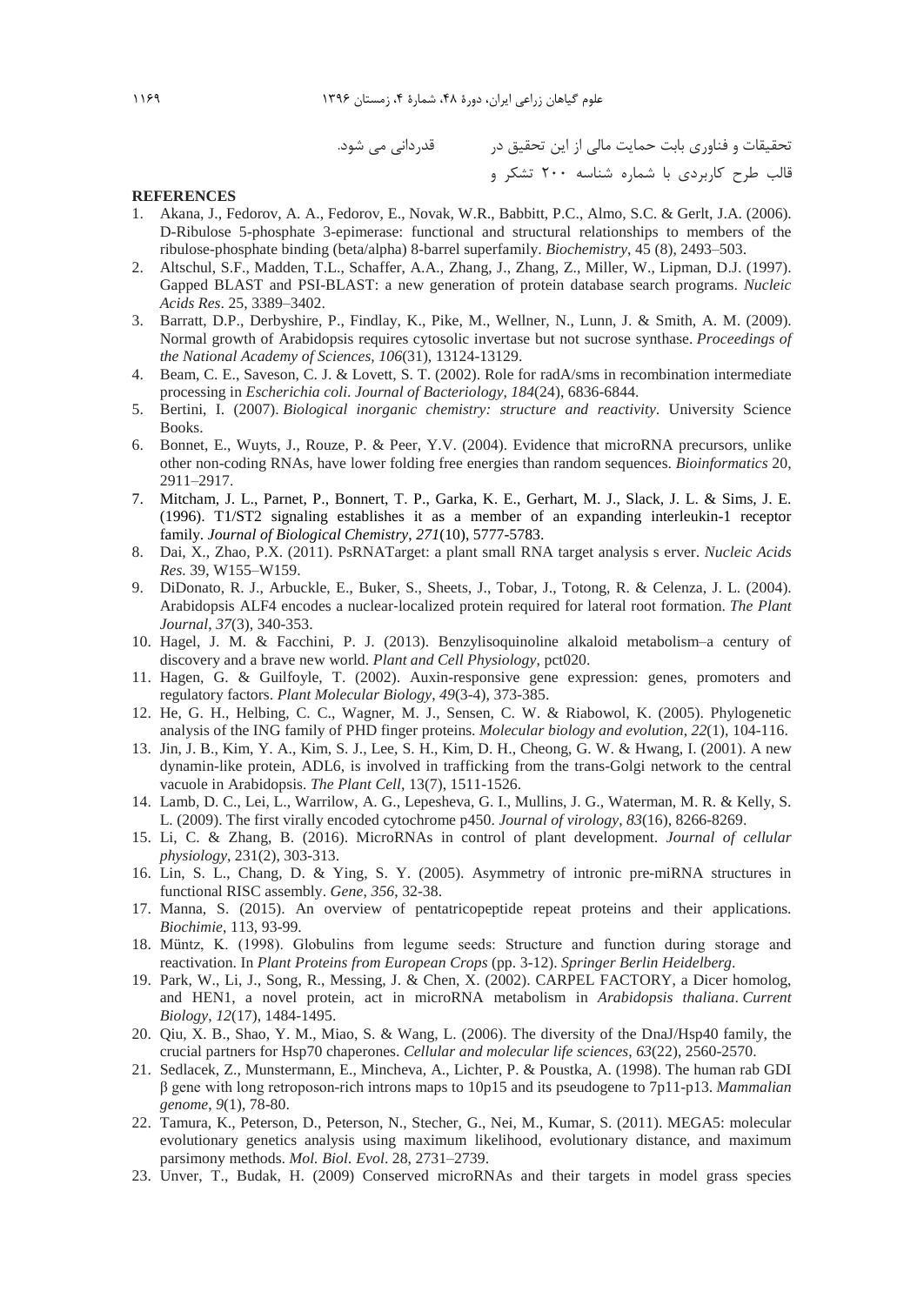تحقیقات و فناوری بابت حمایت مالی از این تحقیق در قالب طرح کاربردی با شماره شناسه ۲۰۰ تشکر و قدردانی می شود.

## REFERENCES

1. Akana, J., Fedorov, A. A., Fedorov, E., Novak, W.R., Babbitt, P.C., Almo, S.C. & Gerlt, J.A. (2006). D-Ribulose 5-phosphate 3-epimerase: functional and structural relationships to members of the ribulose-phosphate binding (beta/alpha) 8-barrel superfamily. *Biochemistry*, 45 (8), 2493–503.
2. Altschul, S.F., Madden, T.L., Schaffer, A.A., Zhang, J., Zhang, Z., Miller, W., Lipman, D.J. (1997). Gapped BLAST and PSI-BLAST: a new generation of protein database search programs. *Nucleic Acids Res*. 25, 3389–3402.
3. Barratt, D.P., Derbyshire, P., Findlay, K., Pike, M., Wellner, N., Lunn, J. & Smith, A. M. (2009). Normal growth of Arabidopsis requires cytosolic invertase but not sucrose synthase. *Proceedings of the National Academy of Sciences*, *106*(31), 13124-13129.
4. Beam, C. E., Saveson, C. J. & Lovett, S. T. (2002). Role for radA/sms in recombination intermediate processing in *Escherichia coli*. *Journal of Bacteriology*, *184*(24), 6836-6844.
5. Bertini, I. (2007). *Biological inorganic chemistry: structure and reactivity*. University Science Books.
6. Bonnet, E., Wuyts, J., Rouze, P. & Peer, Y.V. (2004). Evidence that microRNA precursors, unlike other non-coding RNAs, have lower folding free energies than random sequences. *Bioinformatics* 20, 2911–2917.
7. Mitcham, J. L., Parnet, P., Bonnert, T. P., Garka, K. E., Gerhart, M. J., Slack, J. L. & Sims, J. E. (1996). T1/ST2 signaling establishes it as a member of an expanding interleukin-1 receptor family. *Journal of Biological Chemistry*, *271*(10), 5777-5783.
8. Dai, X., Zhao, P.X. (2011). PsRNATarget: a plant small RNA target analysis s erver. *Nucleic Acids Res*. 39, W155–W159.
9. DiDonato, R. J., Arbuckle, E., Buker, S., Sheets, J., Tobar, J., Totong, R. & Celenza, J. L. (2004). Arabidopsis ALF4 encodes a nuclear-localized protein required for lateral root formation. *The Plant Journal*, *37*(3), 340-353.
10. Hagel, J. M. & Facchini, P. J. (2013). Benzylisoquinoline alkaloid metabolism–a century of discovery and a brave new world. *Plant and Cell Physiology*, pct020.
11. Hagen, G. & Guilfoyle, T. (2002). Auxin-responsive gene expression: genes, promoters and regulatory factors. *Plant Molecular Biology*, *49*(3-4), 373-385.
12. He, G. H., Helbing, C. C., Wagner, M. J., Sensen, C. W. & Riabowol, K. (2005). Phylogenetic analysis of the ING family of PHD finger proteins. *Molecular biology and evolution*, *22*(1), 104-116.
13. Jin, J. B., Kim, Y. A., Kim, S. J., Lee, S. H., Kim, D. H., Cheong, G. W. & Hwang, I. (2001). A new dynamin-like protein, ADL6, is involved in trafficking from the trans-Golgi network to the central vacuole in Arabidopsis. *The Plant Cell*, 13(7), 1511-1526.
14. Lamb, D. C., Lei, L., Warrilow, A. G., Lepesheva, G. I., Mullins, J. G., Waterman, M. R. & Kelly, S. L. (2009). The first virally encoded cytochrome p450. *Journal of virology*, *83*(16), 8266-8269.
15. Li, C. & Zhang, B. (2016). MicroRNAs in control of plant development. *Journal of cellular physiology*, 231(2), 303-313.
16. Lin, S. L., Chang, D. & Ying, S. Y. (2005). Asymmetry of intronic pre-miRNA structures in functional RISC assembly. *Gene*, *356*, 32-38.
17. Manna, S. (2015). An overview of pentatricopeptide repeat proteins and their applications. *Biochimie*, 113, 93-99.
18. Müntz, K. (1998). Globulins from legume seeds: Structure and function during storage and reactivation. In *Plant Proteins from European Crops* (pp. 3-12). *Springer Berlin Heidelberg*.
19. Park, W., Li, J., Song, R., Messing, J. & Chen, X. (2002). CARPEL FACTORY, a Dicer homolog, and HEN1, a novel protein, act in microRNA metabolism in *Arabidopsis thaliana*. *Current Biology*, *12*(17), 1484-1495.
20. Qiu, X. B., Shao, Y. M., Miao, S. & Wang, L. (2006). The diversity of the DnaJ/Hsp40 family, the crucial partners for Hsp70 chaperones. *Cellular and molecular life sciences*, *63*(22), 2560-2570.
21. Sedlacek, Z., Munstermann, E., Mincheva, A., Lichter, P. & Poustka, A. (1998). The human rab GDI β gene with long retroposon-rich introns maps to 10p15 and its pseudogene to 7p11-p13. *Mammalian genome*, *9*(1), 78-80.
22. Tamura, K., Peterson, D., Peterson, N., Stecher, G., Nei, M., Kumar, S. (2011). MEGA5: molecular evolutionary genetics analysis using maximum likelihood, evolutionary distance, and maximum parsimony methods. *Mol. Biol. Evol*. 28, 2731–2739.
23. Unver, T., Budak, H. (2009) Conserved microRNAs and their targets in model grass species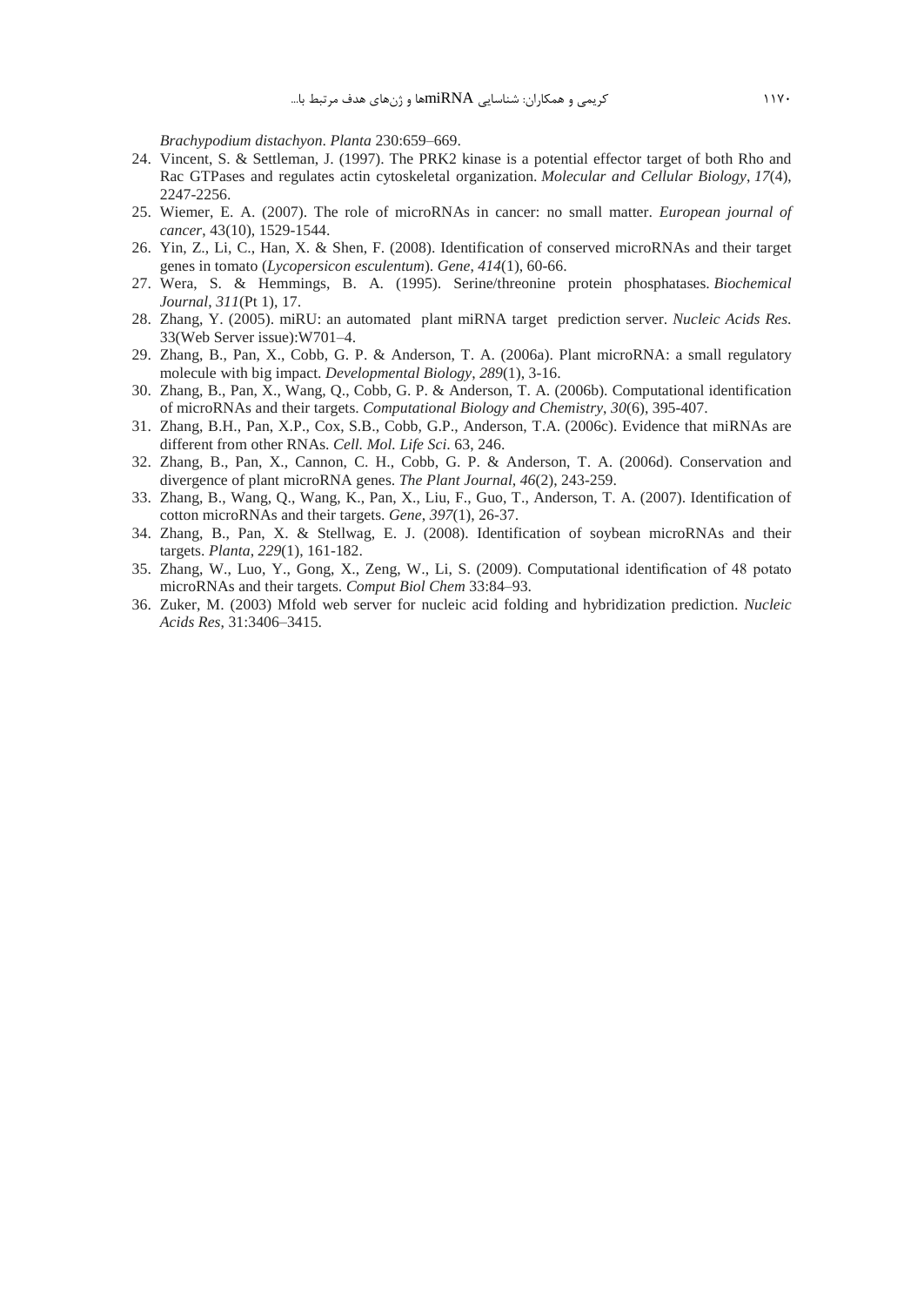*Brachypodium distachyon*. *Planta* 230:659–669.

24. Vincent, S. & Settleman, J. (1997). The PRK2 kinase is a potential effector target of both Rho and Rac GTPases and regulates actin cytoskeletal organization. *Molecular and Cellular Biology*, *17*(4), 2247-2256.
25. Wiemer, E. A. (2007). The role of microRNAs in cancer: no small matter. *European journal of cancer*, 43(10), 1529-1544.
26. Yin, Z., Li, C., Han, X. & Shen, F. (2008). Identification of conserved microRNAs and their target genes in tomato (*Lycopersicon esculentum*). *Gene*, *414*(1), 60-66.
27. Wera, S. & Hemmings, B. A. (1995). Serine/threonine protein phosphatases. *Biochemical Journal*, *311*(Pt 1), 17.
28. Zhang, Y. (2005). miRU: an automated plant miRNA target prediction server. *Nucleic Acids Res*. 33(Web Server issue):W701–4.
29. Zhang, B., Pan, X., Cobb, G. P. & Anderson, T. A. (2006a). Plant microRNA: a small regulatory molecule with big impact. *Developmental Biology*, *289*(1), 3-16.
30. Zhang, B., Pan, X., Wang, Q., Cobb, G. P. & Anderson, T. A. (2006b). Computational identification of microRNAs and their targets. *Computational Biology and Chemistry*, *30*(6), 395-407.
31. Zhang, B.H., Pan, X.P., Cox, S.B., Cobb, G.P., Anderson, T.A. (2006c). Evidence that miRNAs are different from other RNAs. *Cell. Mol. Life Sci*. 63, 246.
32. Zhang, B., Pan, X., Cannon, C. H., Cobb, G. P. & Anderson, T. A. (2006d). Conservation and divergence of plant microRNA genes. *The Plant Journal*, *46*(2), 243-259.
33. Zhang, B., Wang, Q., Wang, K., Pan, X., Liu, F., Guo, T., Anderson, T. A. (2007). Identification of cotton microRNAs and their targets. *Gene*, *397*(1), 26-37.
34. Zhang, B., Pan, X. & Stellwag, E. J. (2008). Identification of soybean microRNAs and their targets. *Planta*, *229*(1), 161-182.
35. Zhang, W., Luo, Y., Gong, X., Zeng, W., Li, S. (2009). Computational identification of 48 potato microRNAs and their targets. *Comput Biol Chem* 33:84–93.
36. Zuker, M. (2003) Mfold web server for nucleic acid folding and hybridization prediction. *Nucleic Acids Res*, 31:3406–3415.